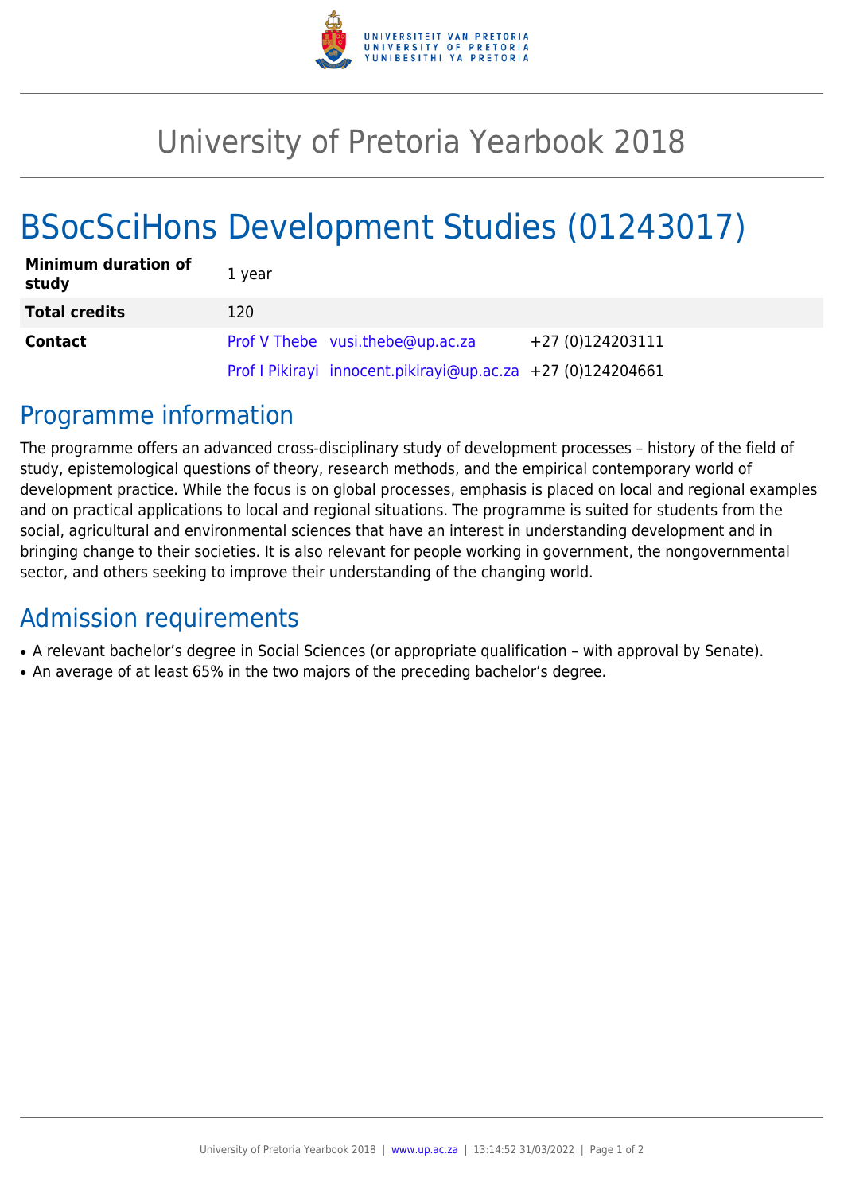# University of Pretoria Yearbook 2018

# BSocSciHons Development Studies (01243017)

| | | | |
|---|---|---|---|
| **Minimum duration of study** | 1 year | | |
| **Total credits** | 120 | | |
| **Contact** | Prof V Thebe | vusi.thebe@up.ac.za | +27 (0)124203111 |
| | Prof I Pikirayi | innocent.pikirayi@up.ac.za | +27 (0)124204661 |

## Programme information

The programme offers an advanced cross-disciplinary study of development processes – history of the field of study, epistemological questions of theory, research methods, and the empirical contemporary world of development practice. While the focus is on global processes, emphasis is placed on local and regional examples and on practical applications to local and regional situations. The programme is suited for students from the social, agricultural and environmental sciences that have an interest in understanding development and in bringing change to their societies. It is also relevant for people working in government, the nongovernmental sector, and others seeking to improve their understanding of the changing world.

## Admission requirements

- A relevant bachelor's degree in Social Sciences (or appropriate qualification – with approval by Senate).
- An average of at least 65% in the two majors of the preceding bachelor's degree.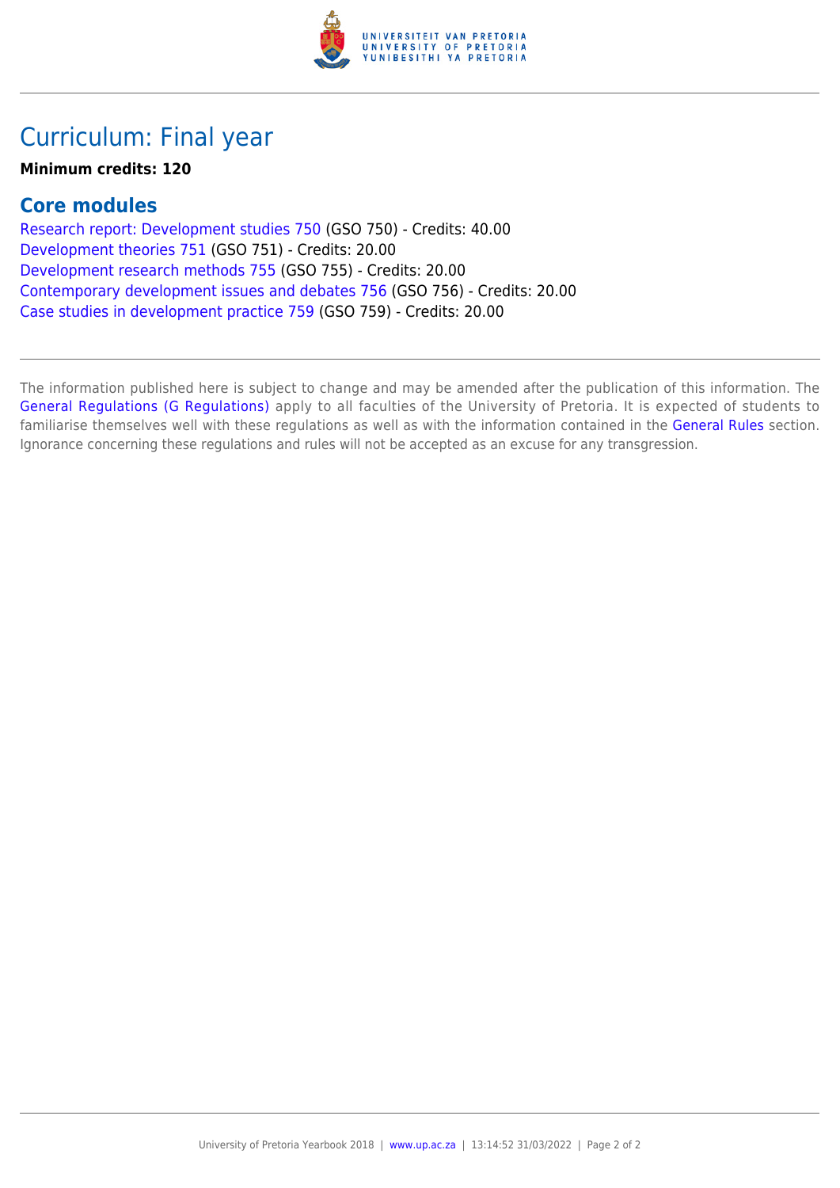## Curriculum: Final year

**Minimum credits: 120**

### Core modules

Research report: Development studies 750 (GSO 750) - Credits: 40.00
Development theories 751 (GSO 751) - Credits: 20.00
Development research methods 755 (GSO 755) - Credits: 20.00
Contemporary development issues and debates 756 (GSO 756) - Credits: 20.00
Case studies in development practice 759 (GSO 759) - Credits: 20.00

The information published here is subject to change and may be amended after the publication of this information. The General Regulations (G Regulations) apply to all faculties of the University of Pretoria. It is expected of students to familiarise themselves well with these regulations as well as with the information contained in the General Rules section. Ignorance concerning these regulations and rules will not be accepted as an excuse for any transgression.